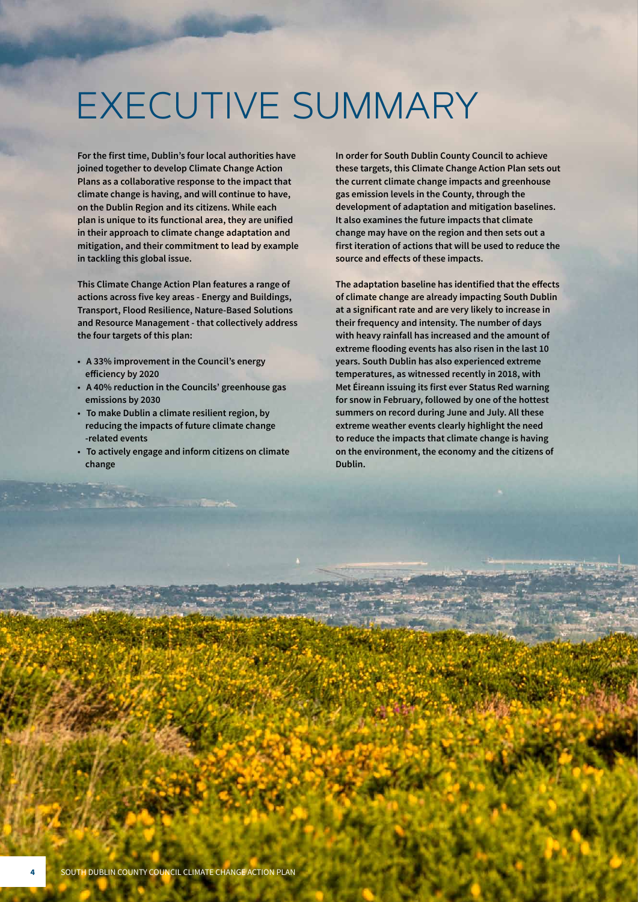# EXECUTIVE SUMMARY

**For the first time, Dublin's four local authorities have joined together to develop Climate Change Action Plans as a collaborative response to the impact that climate change is having, and will continue to have, on the Dublin Region and its citizens. While each plan is unique to its functional area, they are unified in their approach to climate change adaptation and mitigation, and their commitment to lead by example in tackling this global issue.**

**This Climate Change Action Plan features a range of actions across five key areas - Energy and Buildings, Transport, Flood Resilience, Nature-Based Solutions and Resource Management - that collectively address the four targets of this plan:**

- **A 33% improvement in the Council's energy efficiency by 2020**
- **A 40% reduction in the Councils' greenhouse gas emissions by 2030**
- **To make Dublin a climate resilient region, by reducing the impacts of future climate change -related events**
- **To actively engage and inform citizens on climate change**

**In order for South Dublin County Council to achieve these targets, this Climate Change Action Plan sets out the current climate change impacts and greenhouse gas emission levels in the County, through the development of adaptation and mitigation baselines. It also examines the future impacts that climate change may have on the region and then sets out a first iteration of actions that will be used to reduce the source and effects of these impacts.**

**The adaptation baseline has identified that the effects of climate change are already impacting South Dublin at a significant rate and are very likely to increase in their frequency and intensity. The number of days with heavy rainfall has increased and the amount of extreme flooding events has also risen in the last 10 years. South Dublin has also experienced extreme temperatures, as witnessed recently in 2018, with Met Éireann issuing its first ever Status Red warning for snow in February, followed by one of the hottest summers on record during June and July. All these extreme weather events clearly highlight the need to reduce the impacts that climate change is having on the environment, the economy and the citizens of Dublin.**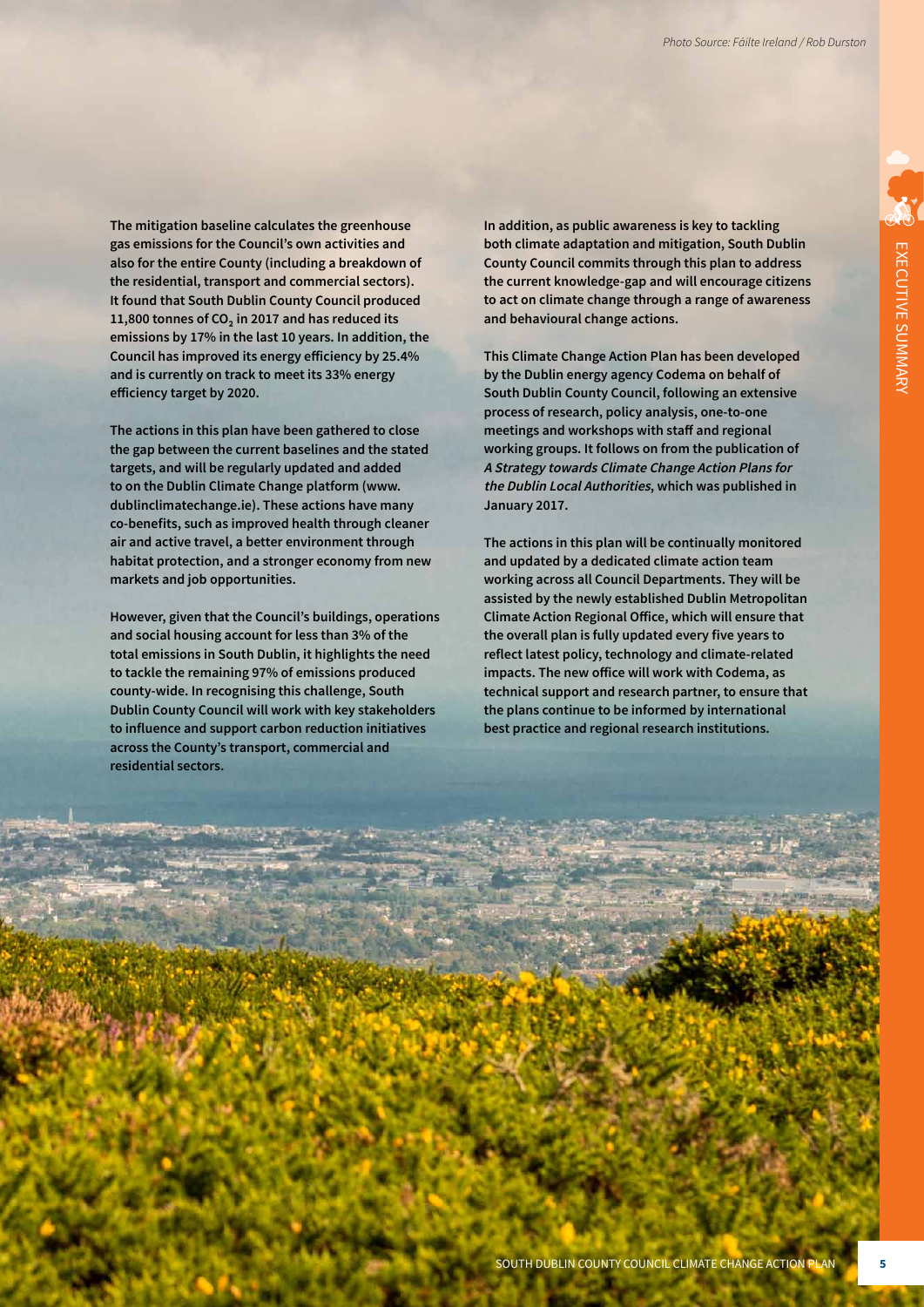The mitigation baseline calculates the greenhouse gas emissions for the Council's own activities and also for the entire County (including a breakdown of the residential, transport and commercial sectors). It found that South Dublin County Council produced 11,800 tonnes of $CO_2$ in 2017 and has reduced its emissions by 17% in the last 10 years. In addition, the Council has improved its energy efficiency by 25.4% and is currently on track to meet its 33% energy efficiency target by 2020.

The actions in this plan have been gathered to close the gap between the current baselines and the stated targets, and will be regularly updated and added to on the Dublin Climate Change platform (www.dublinclimatechange.ie). These actions have many co-benefits, such as improved health through cleaner air and active travel, a better environment through habitat protection, and a stronger economy from new markets and job opportunities.

However, given that the Council's buildings, operations and social housing account for less than 3% of the total emissions in South Dublin, it highlights the need to tackle the remaining 97% of emissions produced county-wide. In recognising this challenge, South Dublin County Council will work with key stakeholders to influence and support carbon reduction initiatives across the County's transport, commercial and residential sectors.

In addition, as public awareness is key to tackling both climate adaptation and mitigation, South Dublin County Council commits through this plan to address the current knowledge-gap and will encourage citizens to act on climate change through a range of awareness and behavioural change actions.

This Climate Change Action Plan has been developed by the Dublin energy agency Codema on behalf of South Dublin County Council, following an extensive process of research, policy analysis, one-to-one meetings and workshops with staff and regional working groups. It follows on from the publication of *A Strategy towards Climate Change Action Plans for the Dublin Local Authorities*, which was published in January 2017.

The actions in this plan will be continually monitored and updated by a dedicated climate action team working across all Council Departments. They will be assisted by the newly established Dublin Metropolitan Climate Action Regional Office, which will ensure that the overall plan is fully updated every five years to reflect latest policy, technology and climate-related impacts. The new office will work with Codema, as technical support and research partner, to ensure that the plans continue to be informed by international best practice and regional research institutions.

Photo Source: Fáilte Ireland / Rob Durston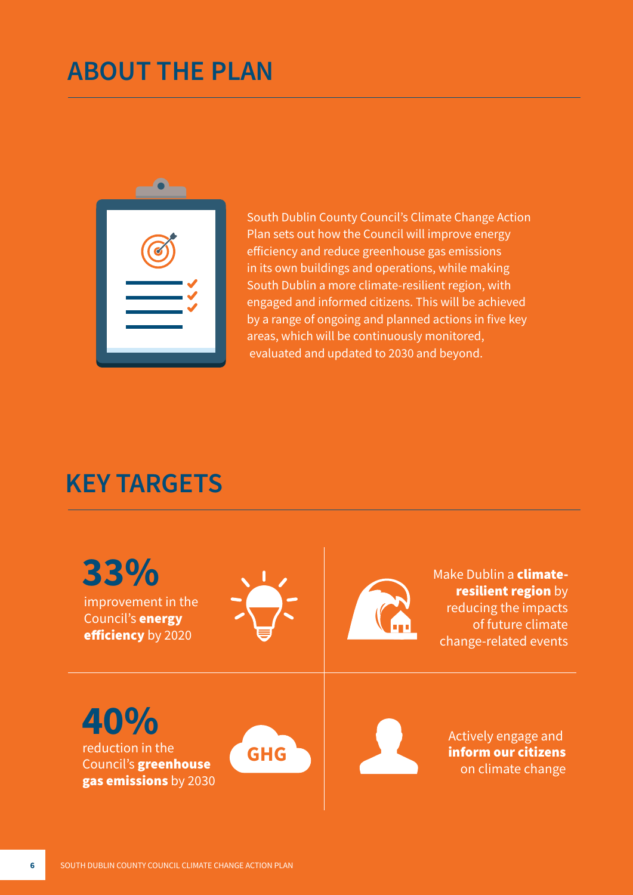# ABOUT THE PLAN

South Dublin County Council's Climate Change Action Plan sets out how the Council will improve energy efficiency and reduce greenhouse gas emissions in its own buildings and operations, while making South Dublin a more climate-resilient region, with engaged and informed citizens. This will be achieved by a range of ongoing and planned actions in five key areas, which will be continuously monitored, evaluated and updated to 2030 and beyond.

# KEY TARGETS

**33%**
improvement in the Council's **energy efficiency** by 2020

Make Dublin a **climate-resilient region** by reducing the impacts of future climate change-related events

**40%**
reduction in the Council's **greenhouse gas emissions** by 2030

GHG

Actively engage and **inform our citizens** on climate change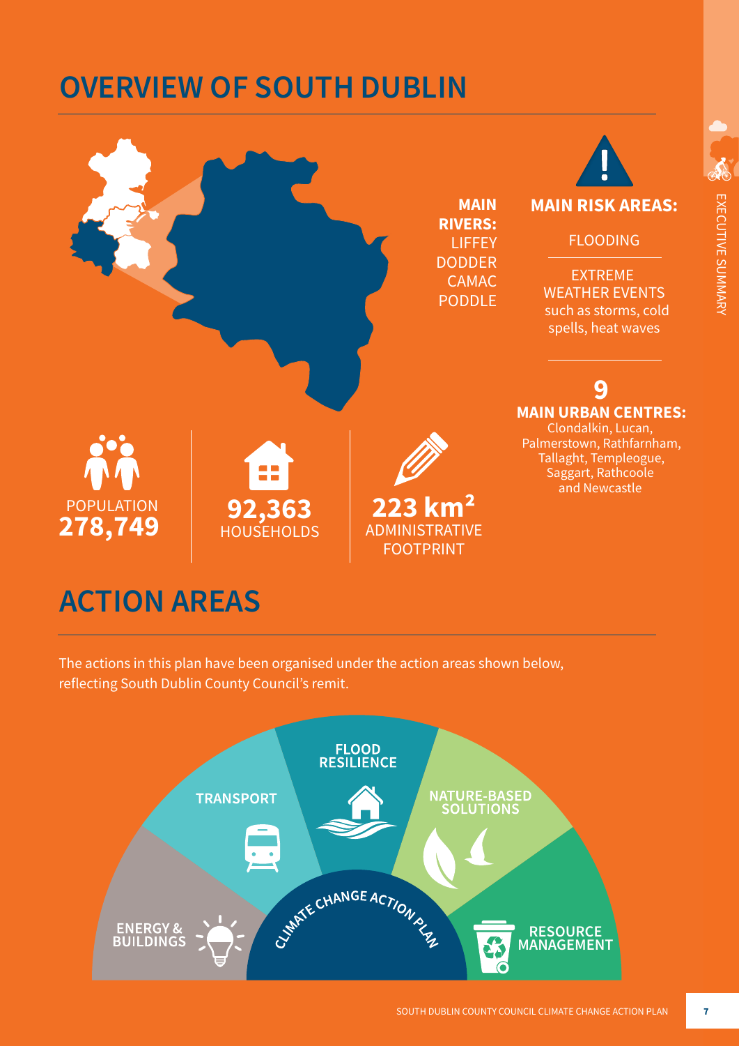# OVERVIEW OF SOUTH DUBLIN

**MAIN RIVERS:**
LIFFEY
DODDER
CAMAC
PODDLE

**MAIN RISK AREAS:**

FLOODING

EXTREME WEATHER EVENTS such as storms, cold spells, heat waves

**9**
**MAIN URBAN CENTRES:**
Clondalkin, Lucan, Palmerstown, Rathfarnham, Tallaght, Templeogue, Saggart, Rathcoole and Newcastle

POPULATION
**278,749**

**92,363**
HOUSEHOLDS

**223 km²**
ADMINISTRATIVE FOOTPRINT

# ACTION AREAS

The actions in this plan have been organised under the action areas shown below, reflecting South Dublin County Council's remit.

CLIMATE CHANGE ACTION PLAN

ENERGY & BUILDINGS

TRANSPORT

FLOOD RESILIENCE

NATURE-BASED SOLUTIONS

RESOURCE MANAGEMENT